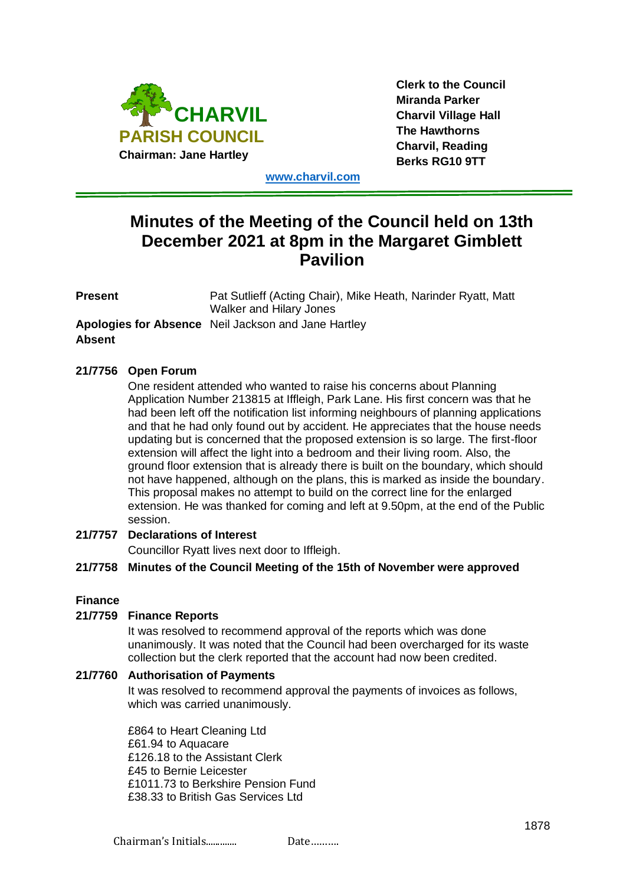**CHARVIL PARISH COUNCIL**
**Chairman: Jane Hartley**

**Clerk to the Council**
**Miranda Parker**
**Charvil Village Hall**
**The Hawthorns**
**Charvil, Reading**
**Berks RG10 9TT**

**www.charvil.com**

---

# Minutes of the Meeting of the Council held on 13th December 2021 at 8pm in the Margaret Gimblett Pavilion

**Present** Pat Sutlieff (Acting Chair), Mike Heath, Narinder Ryatt, Matt Walker and Hilary Jones

**Apologies for Absence** Neil Jackson and Jane Hartley

**Absent**

**21/7756 Open Forum**

One resident attended who wanted to raise his concerns about Planning Application Number 213815 at Iffleigh, Park Lane. His first concern was that he had been left off the notification list informing neighbours of planning applications and that he had only found out by accident. He appreciates that the house needs updating but is concerned that the proposed extension is so large. The first-floor extension will affect the light into a bedroom and their living room. Also, the ground floor extension that is already there is built on the boundary, which should not have happened, although on the plans, this is marked as inside the boundary. This proposal makes no attempt to build on the correct line for the enlarged extension. He was thanked for coming and left at 9.50pm, at the end of the Public session.

**21/7757 Declarations of Interest**

Councillor Ryatt lives next door to Iffleigh.

**21/7758 Minutes of the Council Meeting of the 15th of November were approved**

**Finance**

**21/7759 Finance Reports**

It was resolved to recommend approval of the reports which was done unanimously. It was noted that the Council had been overcharged for its waste collection but the clerk reported that the account had now been credited.

**21/7760 Authorisation of Payments**

It was resolved to recommend approval the payments of invoices as follows, which was carried unanimously.

£864 to Heart Cleaning Ltd
£61.94 to Aquacare
£126.18 to the Assistant Clerk
£45 to Bernie Leicester
£1011.73 to Berkshire Pension Fund
£38.33 to British Gas Services Ltd

Chairman's Initials............. Date..........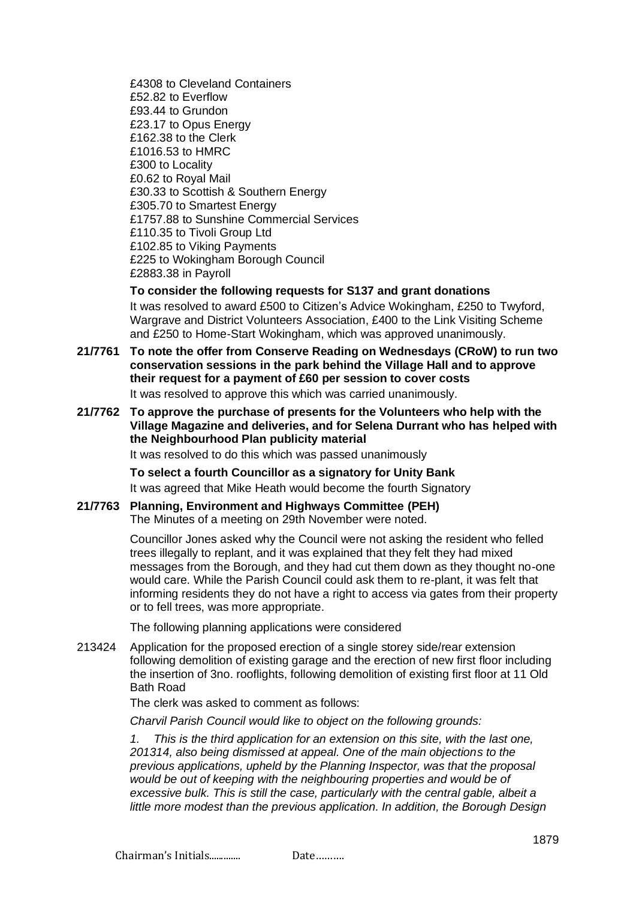£4308 to Cleveland Containers
£52.82 to Everflow
£93.44 to Grundon
£23.17 to Opus Energy
£162.38 to the Clerk
£1016.53 to HMRC
£300 to Locality
£0.62 to Royal Mail
£30.33 to Scottish & Southern Energy
£305.70 to Smartest Energy
£1757.88 to Sunshine Commercial Services
£110.35 to Tivoli Group Ltd
£102.85 to Viking Payments
£225 to Wokingham Borough Council
£2883.38 in Payroll

**To consider the following requests for S137 and grant donations**

It was resolved to award £500 to Citizen's Advice Wokingham, £250 to Twyford, Wargrave and District Volunteers Association, £400 to the Link Visiting Scheme and £250 to Home-Start Wokingham, which was approved unanimously.

**21/7761 To note the offer from Conserve Reading on Wednesdays (CRoW) to run two conservation sessions in the park behind the Village Hall and to approve their request for a payment of £60 per session to cover costs**

It was resolved to approve this which was carried unanimously.

**21/7762 To approve the purchase of presents for the Volunteers who help with the Village Magazine and deliveries, and for Selena Durrant who has helped with the Neighbourhood Plan publicity material**

It was resolved to do this which was passed unanimously

**To select a fourth Councillor as a signatory for Unity Bank**

It was agreed that Mike Heath would become the fourth Signatory

**21/7763 Planning, Environment and Highways Committee (PEH)**

The Minutes of a meeting on 29th November were noted.

Councillor Jones asked why the Council were not asking the resident who felled trees illegally to replant, and it was explained that they felt they had mixed messages from the Borough, and they had cut them down as they thought no-one would care. While the Parish Council could ask them to re-plant, it was felt that informing residents they do not have a right to access via gates from their property or to fell trees, was more appropriate.

The following planning applications were considered

213424 Application for the proposed erection of a single storey side/rear extension following demolition of existing garage and the erection of new first floor including the insertion of 3no. rooflights, following demolition of existing first floor at 11 Old Bath Road

The clerk was asked to comment as follows:

*Charvil Parish Council would like to object on the following grounds:*

*1. This is the third application for an extension on this site, with the last one, 201314, also being dismissed at appeal. One of the main objections to the previous applications, upheld by the Planning Inspector, was that the proposal would be out of keeping with the neighbouring properties and would be of excessive bulk. This is still the case, particularly with the central gable, albeit a little more modest than the previous application. In addition, the Borough Design*

Chairman's Initials............. Date……….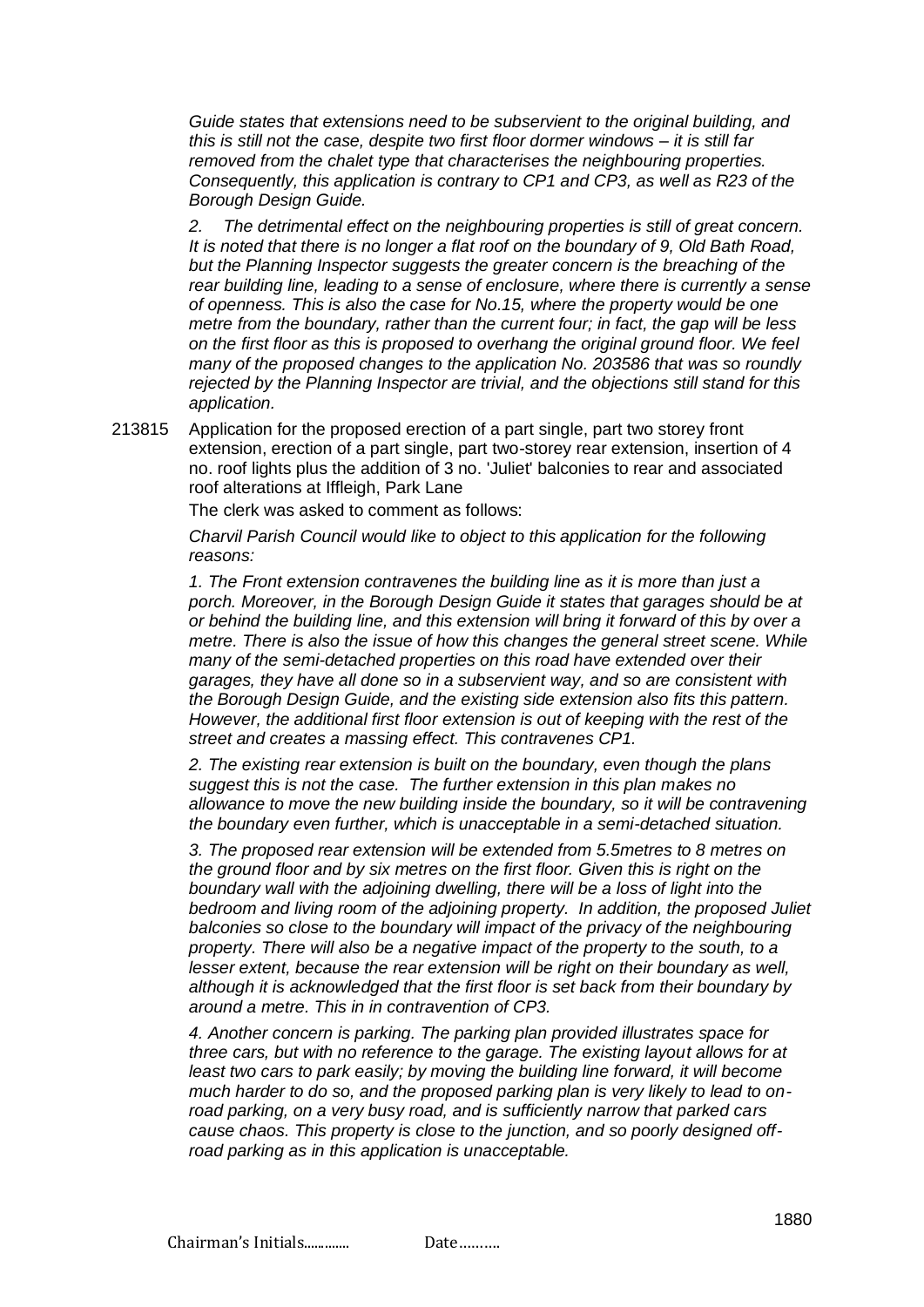*Guide states that extensions need to be subservient to the original building, and this is still not the case, despite two first floor dormer windows – it is still far removed from the chalet type that characterises the neighbouring properties. Consequently, this application is contrary to CP1 and CP3, as well as R23 of the Borough Design Guide.*

*2. The detrimental effect on the neighbouring properties is still of great concern. It is noted that there is no longer a flat roof on the boundary of 9, Old Bath Road, but the Planning Inspector suggests the greater concern is the breaching of the rear building line, leading to a sense of enclosure, where there is currently a sense of openness. This is also the case for No.15, where the property would be one metre from the boundary, rather than the current four; in fact, the gap will be less on the first floor as this is proposed to overhang the original ground floor. We feel many of the proposed changes to the application No. 203586 that was so roundly rejected by the Planning Inspector are trivial, and the objections still stand for this application.*

213815 Application for the proposed erection of a part single, part two storey front extension, erection of a part single, part two-storey rear extension, insertion of 4 no. roof lights plus the addition of 3 no. 'Juliet' balconies to rear and associated roof alterations at Iffleigh, Park Lane

The clerk was asked to comment as follows:

*Charvil Parish Council would like to object to this application for the following reasons:*

*1. The Front extension contravenes the building line as it is more than just a porch. Moreover, in the Borough Design Guide it states that garages should be at or behind the building line, and this extension will bring it forward of this by over a metre. There is also the issue of how this changes the general street scene. While many of the semi-detached properties on this road have extended over their garages, they have all done so in a subservient way, and so are consistent with the Borough Design Guide, and the existing side extension also fits this pattern. However, the additional first floor extension is out of keeping with the rest of the street and creates a massing effect. This contravenes CP1.*

*2. The existing rear extension is built on the boundary, even though the plans suggest this is not the case. The further extension in this plan makes no allowance to move the new building inside the boundary, so it will be contravening the boundary even further, which is unacceptable in a semi-detached situation.*

*3. The proposed rear extension will be extended from 5.5metres to 8 metres on the ground floor and by six metres on the first floor. Given this is right on the boundary wall with the adjoining dwelling, there will be a loss of light into the bedroom and living room of the adjoining property. In addition, the proposed Juliet balconies so close to the boundary will impact of the privacy of the neighbouring property. There will also be a negative impact of the property to the south, to a lesser extent, because the rear extension will be right on their boundary as well, although it is acknowledged that the first floor is set back from their boundary by around a metre. This in in contravention of CP3.*

*4. Another concern is parking. The parking plan provided illustrates space for three cars, but with no reference to the garage. The existing layout allows for at least two cars to park easily; by moving the building line forward, it will become much harder to do so, and the proposed parking plan is very likely to lead to on-road parking, on a very busy road, and is sufficiently narrow that parked cars cause chaos. This property is close to the junction, and so poorly designed off-road parking as in this application is unacceptable.*

Chairman's Initials............. Date……….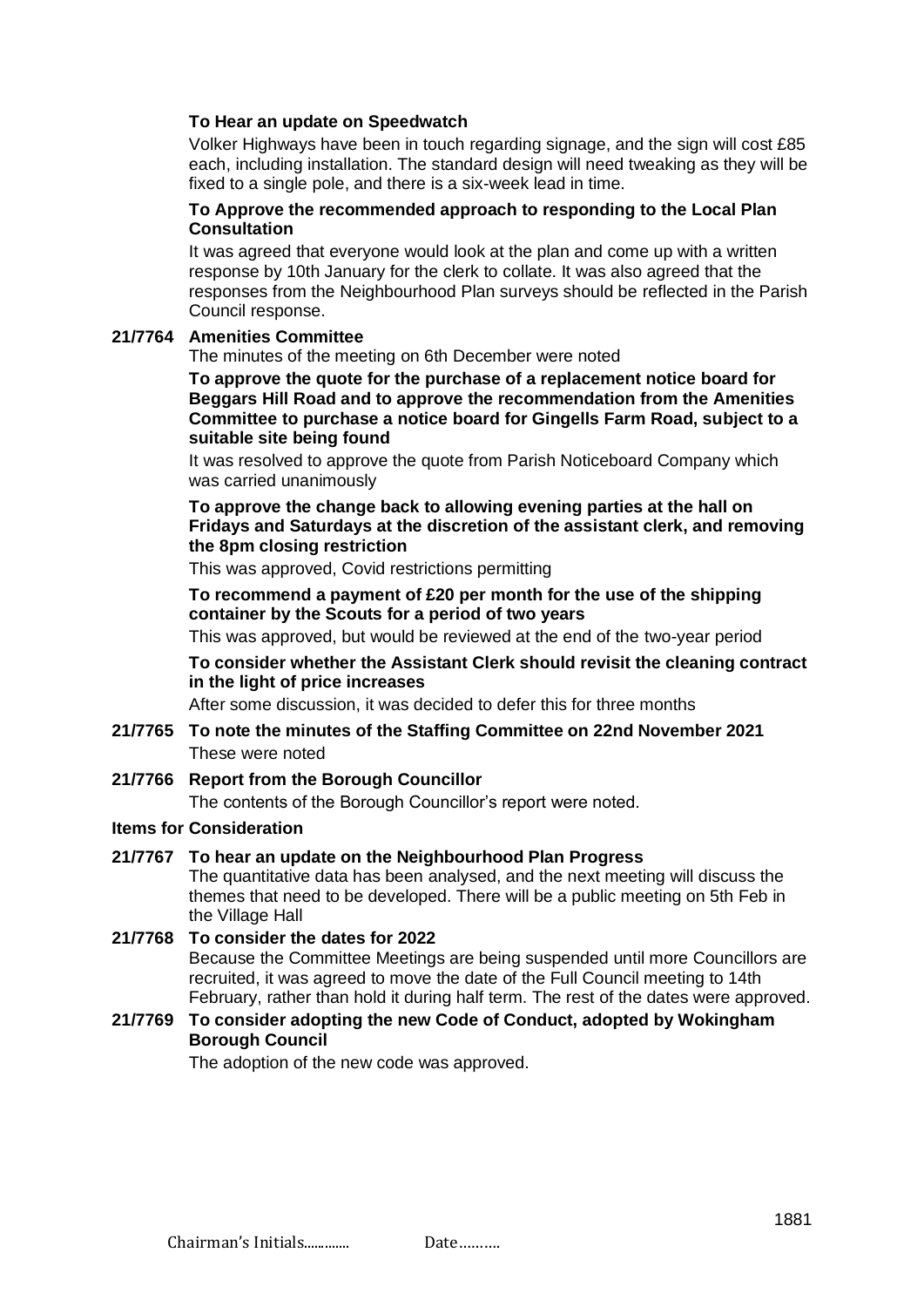**To Hear an update on Speedwatch**

Volker Highways have been in touch regarding signage, and the sign will cost £85 each, including installation. The standard design will need tweaking as they will be fixed to a single pole, and there is a six-week lead in time.

**To Approve the recommended approach to responding to the Local Plan Consultation**

It was agreed that everyone would look at the plan and come up with a written response by 10th January for the clerk to collate. It was also agreed that the responses from the Neighbourhood Plan surveys should be reflected in the Parish Council response.

**21/7764 Amenities Committee**

The minutes of the meeting on 6th December were noted

**To approve the quote for the purchase of a replacement notice board for Beggars Hill Road and to approve the recommendation from the Amenities Committee to purchase a notice board for Gingells Farm Road, subject to a suitable site being found**

It was resolved to approve the quote from Parish Noticeboard Company which was carried unanimously

**To approve the change back to allowing evening parties at the hall on Fridays and Saturdays at the discretion of the assistant clerk, and removing the 8pm closing restriction**

This was approved, Covid restrictions permitting

**To recommend a payment of £20 per month for the use of the shipping container by the Scouts for a period of two years**

This was approved, but would be reviewed at the end of the two-year period

**To consider whether the Assistant Clerk should revisit the cleaning contract in the light of price increases**

After some discussion, it was decided to defer this for three months

**21/7765 To note the minutes of the Staffing Committee on 22nd November 2021**

These were noted

**21/7766 Report from the Borough Councillor**

The contents of the Borough Councillor's report were noted.

**Items for Consideration**

**21/7767 To hear an update on the Neighbourhood Plan Progress**

The quantitative data has been analysed, and the next meeting will discuss the themes that need to be developed. There will be a public meeting on 5th Feb in the Village Hall

**21/7768 To consider the dates for 2022**

Because the Committee Meetings are being suspended until more Councillors are recruited, it was agreed to move the date of the Full Council meeting to 14th February, rather than hold it during half term. The rest of the dates were approved.

**21/7769 To consider adopting the new Code of Conduct, adopted by Wokingham Borough Council**

The adoption of the new code was approved.

Chairman's Initials............ Date..........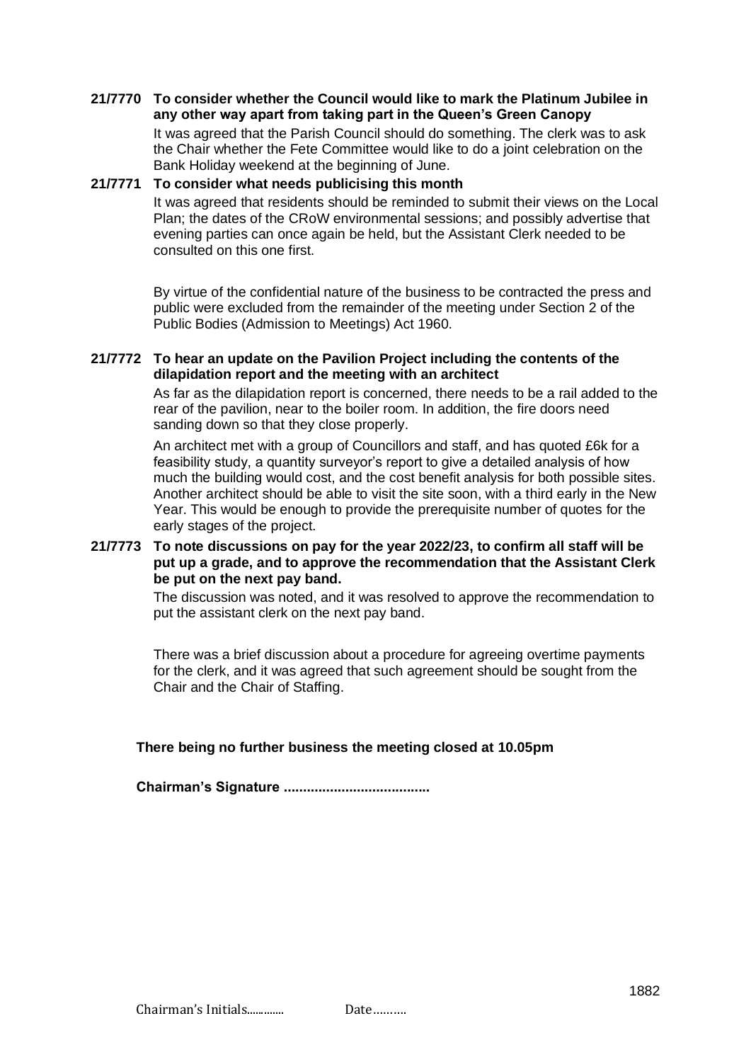**21/7770 To consider whether the Council would like to mark the Platinum Jubilee in any other way apart from taking part in the Queen's Green Canopy**

It was agreed that the Parish Council should do something. The clerk was to ask the Chair whether the Fete Committee would like to do a joint celebration on the Bank Holiday weekend at the beginning of June.

**21/7771 To consider what needs publicising this month**

It was agreed that residents should be reminded to submit their views on the Local Plan; the dates of the CRoW environmental sessions; and possibly advertise that evening parties can once again be held, but the Assistant Clerk needed to be consulted on this one first.

By virtue of the confidential nature of the business to be contracted the press and public were excluded from the remainder of the meeting under Section 2 of the Public Bodies (Admission to Meetings) Act 1960.

**21/7772 To hear an update on the Pavilion Project including the contents of the dilapidation report and the meeting with an architect**

As far as the dilapidation report is concerned, there needs to be a rail added to the rear of the pavilion, near to the boiler room. In addition, the fire doors need sanding down so that they close properly.

An architect met with a group of Councillors and staff, and has quoted £6k for a feasibility study, a quantity surveyor's report to give a detailed analysis of how much the building would cost, and the cost benefit analysis for both possible sites. Another architect should be able to visit the site soon, with a third early in the New Year. This would be enough to provide the prerequisite number of quotes for the early stages of the project.

**21/7773 To note discussions on pay for the year 2022/23, to confirm all staff will be put up a grade, and to approve the recommendation that the Assistant Clerk be put on the next pay band.**

The discussion was noted, and it was resolved to approve the recommendation to put the assistant clerk on the next pay band.

There was a brief discussion about a procedure for agreeing overtime payments for the clerk, and it was agreed that such agreement should be sought from the Chair and the Chair of Staffing.

**There being no further business the meeting closed at 10.05pm**

**Chairman's Signature ......................................**

Chairman's Initials............. Date……….